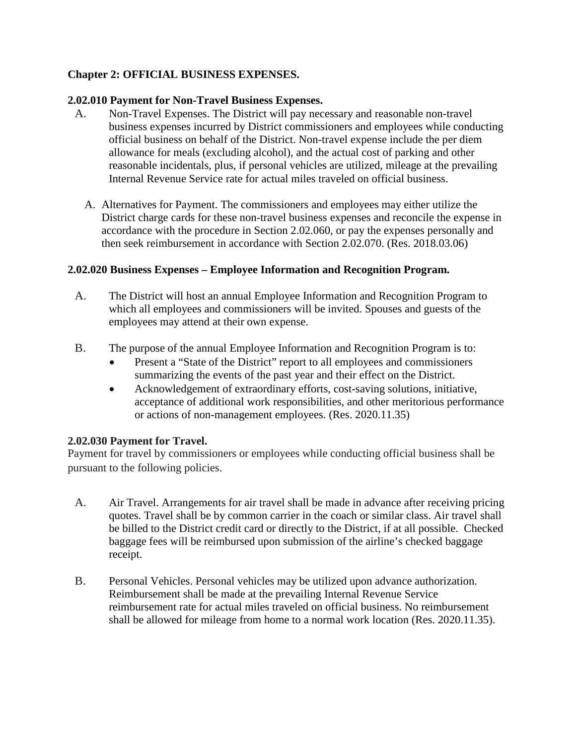**Chapter 2: OFFICIAL BUSINESS EXPENSES.**

**2.02.010 Payment for Non-Travel Business Expenses.**

A. Non-Travel Expenses. The District will pay necessary and reasonable non-travel business expenses incurred by District commissioners and employees while conducting official business on behalf of the District. Non-travel expense include the per diem allowance for meals (excluding alcohol), and the actual cost of parking and other reasonable incidentals, plus, if personal vehicles are utilized, mileage at the prevailing Internal Revenue Service rate for actual miles traveled on official business.

A. Alternatives for Payment. The commissioners and employees may either utilize the District charge cards for these non-travel business expenses and reconcile the expense in accordance with the procedure in Section 2.02.060, or pay the expenses personally and then seek reimbursement in accordance with Section 2.02.070. (Res. 2018.03.06)

**2.02.020 Business Expenses – Employee Information and Recognition Program.**

A. The District will host an annual Employee Information and Recognition Program to which all employees and commissioners will be invited. Spouses and guests of the employees may attend at their own expense.

B. The purpose of the annual Employee Information and Recognition Program is to:

- Present a "State of the District" report to all employees and commissioners summarizing the events of the past year and their effect on the District.
- Acknowledgement of extraordinary efforts, cost-saving solutions, initiative, acceptance of additional work responsibilities, and other meritorious performance or actions of non-management employees. (Res. 2020.11.35)

**2.02.030 Payment for Travel.**

Payment for travel by commissioners or employees while conducting official business shall be pursuant to the following policies.

A. Air Travel. Arrangements for air travel shall be made in advance after receiving pricing quotes. Travel shall be by common carrier in the coach or similar class. Air travel shall be billed to the District credit card or directly to the District, if at all possible. Checked baggage fees will be reimbursed upon submission of the airline's checked baggage receipt.

B. Personal Vehicles. Personal vehicles may be utilized upon advance authorization. Reimbursement shall be made at the prevailing Internal Revenue Service reimbursement rate for actual miles traveled on official business. No reimbursement shall be allowed for mileage from home to a normal work location (Res. 2020.11.35).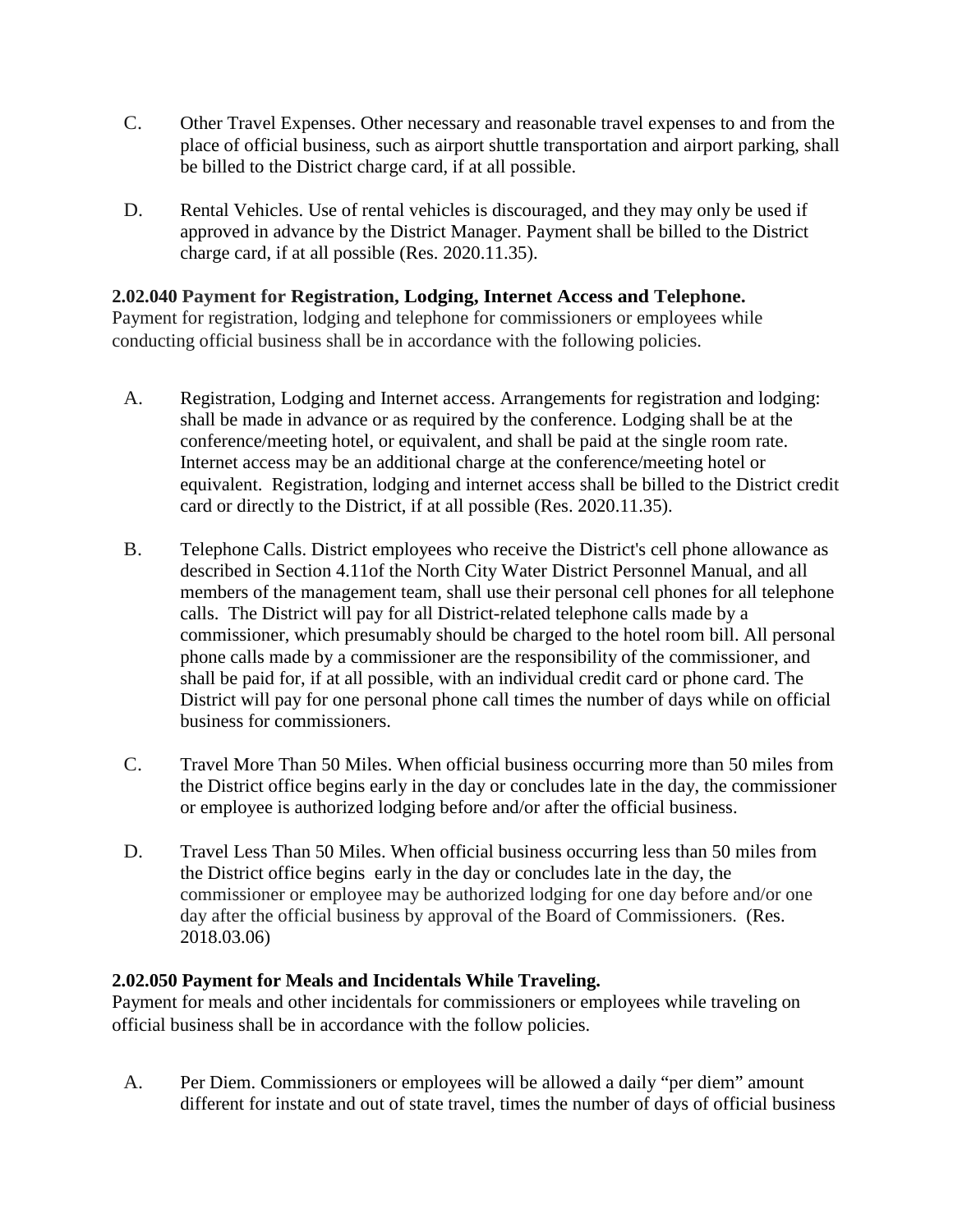C. Other Travel Expenses. Other necessary and reasonable travel expenses to and from the place of official business, such as airport shuttle transportation and airport parking, shall be billed to the District charge card, if at all possible.

D. Rental Vehicles. Use of rental vehicles is discouraged, and they may only be used if approved in advance by the District Manager. Payment shall be billed to the District charge card, if at all possible (Res. 2020.11.35).

**2.02.040 Payment for Registration, Lodging, Internet Access and Telephone.**
Payment for registration, lodging and telephone for commissioners or employees while conducting official business shall be in accordance with the following policies.

A. Registration, Lodging and Internet access. Arrangements for registration and lodging: shall be made in advance or as required by the conference. Lodging shall be at the conference/meeting hotel, or equivalent, and shall be paid at the single room rate. Internet access may be an additional charge at the conference/meeting hotel or equivalent. Registration, lodging and internet access shall be billed to the District credit card or directly to the District, if at all possible (Res. 2020.11.35).

B. Telephone Calls. District employees who receive the District's cell phone allowance as described in Section 4.11of the North City Water District Personnel Manual, and all members of the management team, shall use their personal cell phones for all telephone calls. The District will pay for all District-related telephone calls made by a commissioner, which presumably should be charged to the hotel room bill. All personal phone calls made by a commissioner are the responsibility of the commissioner, and shall be paid for, if at all possible, with an individual credit card or phone card. The District will pay for one personal phone call times the number of days while on official business for commissioners.

C. Travel More Than 50 Miles. When official business occurring more than 50 miles from the District office begins early in the day or concludes late in the day, the commissioner or employee is authorized lodging before and/or after the official business.

D. Travel Less Than 50 Miles. When official business occurring less than 50 miles from the District office begins early in the day or concludes late in the day, the commissioner or employee may be authorized lodging for one day before and/or one day after the official business by approval of the Board of Commissioners. (Res. 2018.03.06)

**2.02.050 Payment for Meals and Incidentals While Traveling.**
Payment for meals and other incidentals for commissioners or employees while traveling on official business shall be in accordance with the follow policies.

A. Per Diem. Commissioners or employees will be allowed a daily "per diem" amount different for instate and out of state travel, times the number of days of official business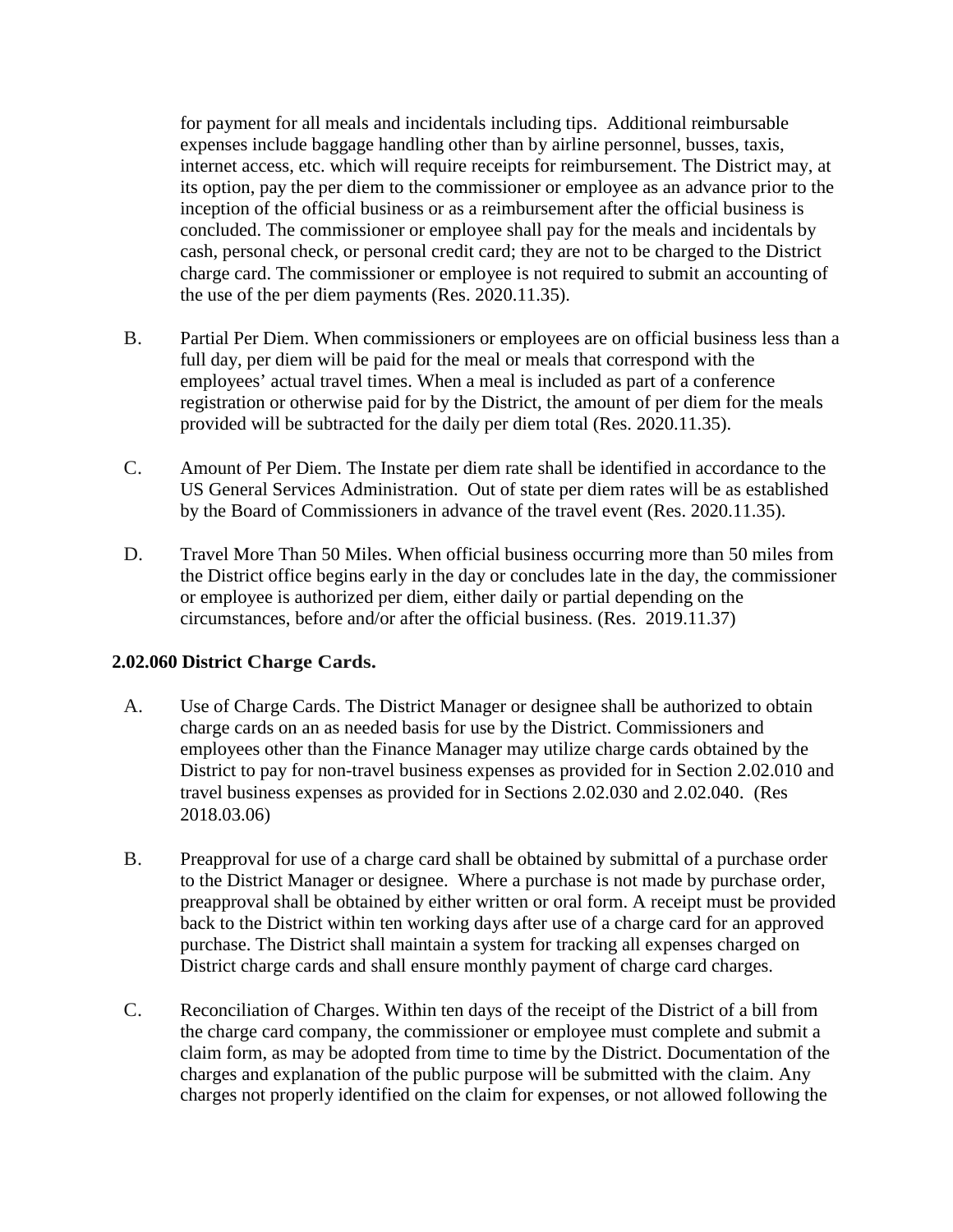for payment for all meals and incidentals including tips. Additional reimbursable expenses include baggage handling other than by airline personnel, busses, taxis, internet access, etc. which will require receipts for reimbursement. The District may, at its option, pay the per diem to the commissioner or employee as an advance prior to the inception of the official business or as a reimbursement after the official business is concluded. The commissioner or employee shall pay for the meals and incidentals by cash, personal check, or personal credit card; they are not to be charged to the District charge card. The commissioner or employee is not required to submit an accounting of the use of the per diem payments (Res. 2020.11.35).

B. Partial Per Diem. When commissioners or employees are on official business less than a full day, per diem will be paid for the meal or meals that correspond with the employees' actual travel times. When a meal is included as part of a conference registration or otherwise paid for by the District, the amount of per diem for the meals provided will be subtracted for the daily per diem total (Res. 2020.11.35).

C. Amount of Per Diem. The Instate per diem rate shall be identified in accordance to the US General Services Administration. Out of state per diem rates will be as established by the Board of Commissioners in advance of the travel event (Res. 2020.11.35).

D. Travel More Than 50 Miles. When official business occurring more than 50 miles from the District office begins early in the day or concludes late in the day, the commissioner or employee is authorized per diem, either daily or partial depending on the circumstances, before and/or after the official business. (Res. 2019.11.37)

### 2.02.060 District Charge Cards.

A. Use of Charge Cards. The District Manager or designee shall be authorized to obtain charge cards on an as needed basis for use by the District. Commissioners and employees other than the Finance Manager may utilize charge cards obtained by the District to pay for non-travel business expenses as provided for in Section 2.02.010 and travel business expenses as provided for in Sections 2.02.030 and 2.02.040. (Res 2018.03.06)

B. Preapproval for use of a charge card shall be obtained by submittal of a purchase order to the District Manager or designee. Where a purchase is not made by purchase order, preapproval shall be obtained by either written or oral form. A receipt must be provided back to the District within ten working days after use of a charge card for an approved purchase. The District shall maintain a system for tracking all expenses charged on District charge cards and shall ensure monthly payment of charge card charges.

C. Reconciliation of Charges. Within ten days of the receipt of the District of a bill from the charge card company, the commissioner or employee must complete and submit a claim form, as may be adopted from time to time by the District. Documentation of the charges and explanation of the public purpose will be submitted with the claim. Any charges not properly identified on the claim for expenses, or not allowed following the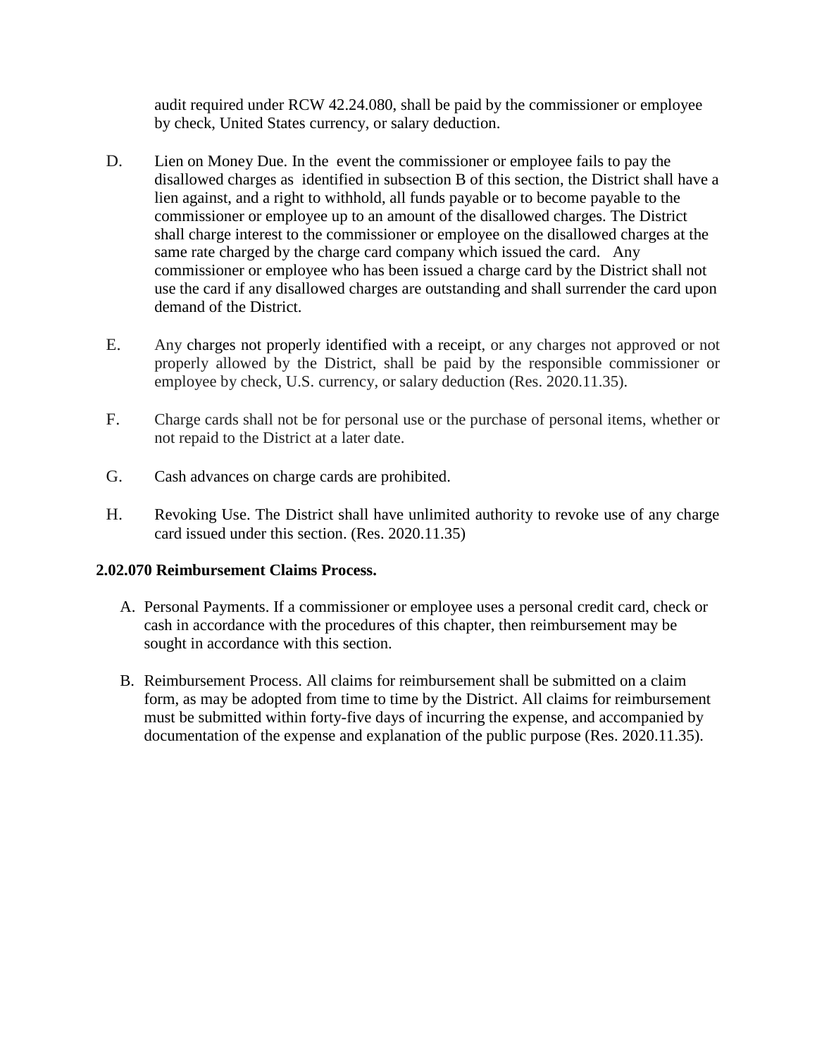audit required under RCW 42.24.080, shall be paid by the commissioner or employee by check, United States currency, or salary deduction.

D. Lien on Money Due. In the event the commissioner or employee fails to pay the disallowed charges as identified in subsection B of this section, the District shall have a lien against, and a right to withhold, all funds payable or to become payable to the commissioner or employee up to an amount of the disallowed charges. The District shall charge interest to the commissioner or employee on the disallowed charges at the same rate charged by the charge card company which issued the card. Any commissioner or employee who has been issued a charge card by the District shall not use the card if any disallowed charges are outstanding and shall surrender the card upon demand of the District.

E. Any charges not properly identified with a receipt, or any charges not approved or not properly allowed by the District, shall be paid by the responsible commissioner or employee by check, U.S. currency, or salary deduction (Res. 2020.11.35).

F. Charge cards shall not be for personal use or the purchase of personal items, whether or not repaid to the District at a later date.

G. Cash advances on charge cards are prohibited.

H. Revoking Use. The District shall have unlimited authority to revoke use of any charge card issued under this section. (Res. 2020.11.35)

**2.02.070 Reimbursement Claims Process.**

A. Personal Payments. If a commissioner or employee uses a personal credit card, check or cash in accordance with the procedures of this chapter, then reimbursement may be sought in accordance with this section.

B. Reimbursement Process. All claims for reimbursement shall be submitted on a claim form, as may be adopted from time to time by the District. All claims for reimbursement must be submitted within forty-five days of incurring the expense, and accompanied by documentation of the expense and explanation of the public purpose (Res. 2020.11.35).